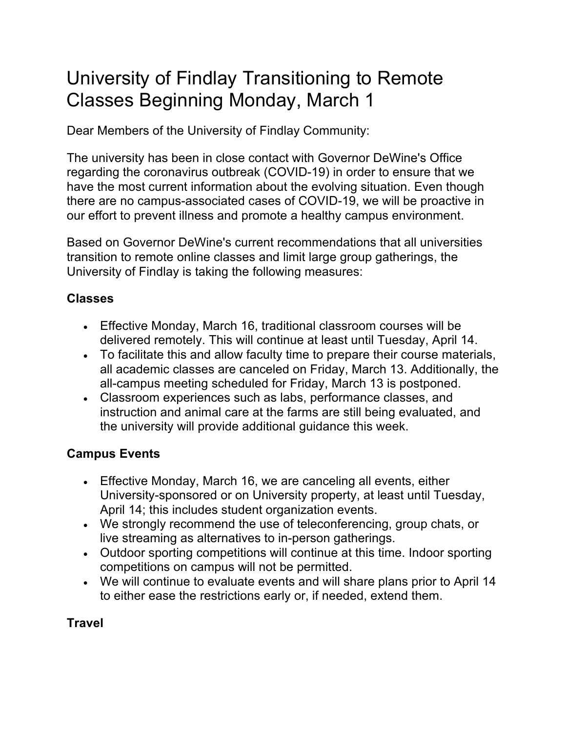# University of Findlay Transitioning to Remote Classes Beginning Monday, March 1

Dear Members of the University of Findlay Community:

The university has been in close contact with Governor DeWine's Office regarding the coronavirus outbreak (COVID-19) in order to ensure that we have the most current information about the evolving situation. Even though there are no campus-associated cases of COVID-19, we will be proactive in our effort to prevent illness and promote a healthy campus environment.

Based on Governor DeWine's current recommendations that all universities transition to remote online classes and limit large group gatherings, the University of Findlay is taking the following measures:

### Classes

- Effective Monday, March 16, traditional classroom courses will be delivered remotely. This will continue at least until Tuesday, April 14.
- To facilitate this and allow faculty time to prepare their course materials, all academic classes are canceled on Friday, March 13. Additionally, the all-campus meeting scheduled for Friday, March 13 is postponed.
- Classroom experiences such as labs, performance classes, and instruction and animal care at the farms are still being evaluated, and the university will provide additional guidance this week.

### Campus Events

- Effective Monday, March 16, we are canceling all events, either University-sponsored or on University property, at least until Tuesday, April 14; this includes student organization events.
- We strongly recommend the use of teleconferencing, group chats, or live streaming as alternatives to in-person gatherings.
- Outdoor sporting competitions will continue at this time. Indoor sporting competitions on campus will not be permitted.
- We will continue to evaluate events and will share plans prior to April 14 to either ease the restrictions early or, if needed, extend them.

### Travel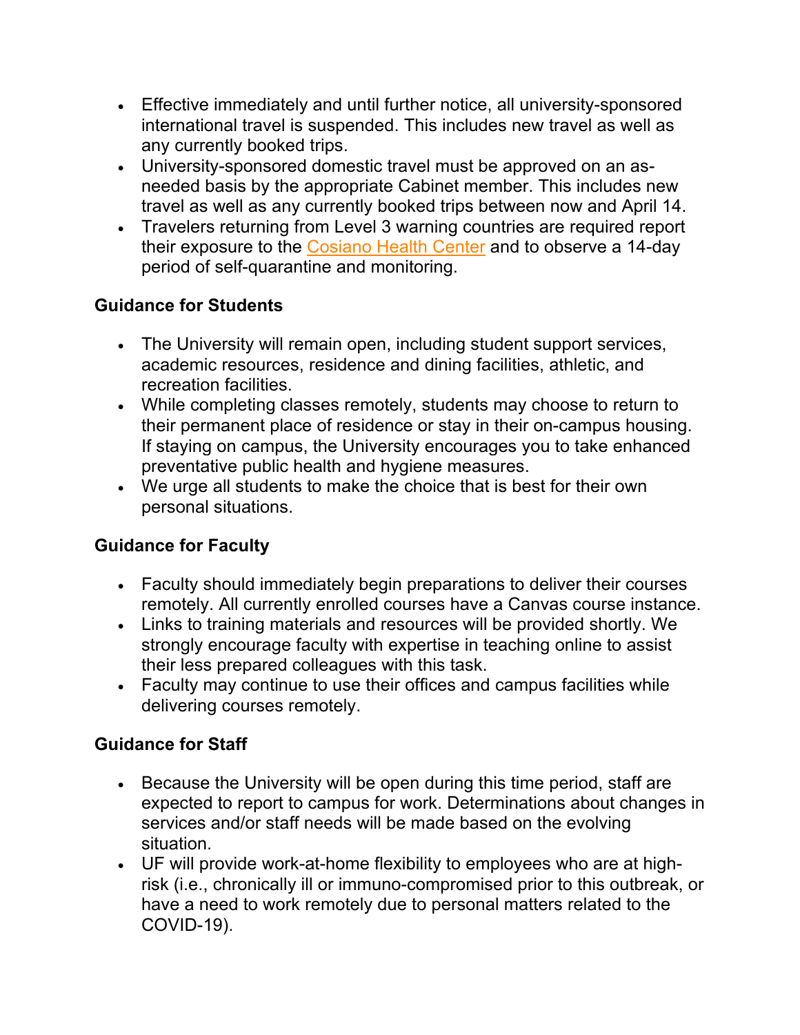- Effective immediately and until further notice, all university-sponsored international travel is suspended. This includes new travel as well as any currently booked trips.
- University-sponsored domestic travel must be approved on an as-needed basis by the appropriate Cabinet member. This includes new travel as well as any currently booked trips between now and April 14.
- Travelers returning from Level 3 warning countries are required report their exposure to the Cosiano Health Center and to observe a 14-day period of self-quarantine and monitoring.

### Guidance for Students

- The University will remain open, including student support services, academic resources, residence and dining facilities, athletic, and recreation facilities.
- While completing classes remotely, students may choose to return to their permanent place of residence or stay in their on-campus housing. If staying on campus, the University encourages you to take enhanced preventative public health and hygiene measures.
- We urge all students to make the choice that is best for their own personal situations.

### Guidance for Faculty

- Faculty should immediately begin preparations to deliver their courses remotely. All currently enrolled courses have a Canvas course instance.
- Links to training materials and resources will be provided shortly. We strongly encourage faculty with expertise in teaching online to assist their less prepared colleagues with this task.
- Faculty may continue to use their offices and campus facilities while delivering courses remotely.

### Guidance for Staff

- Because the University will be open during this time period, staff are expected to report to campus for work. Determinations about changes in services and/or staff needs will be made based on the evolving situation.
- UF will provide work-at-home flexibility to employees who are at high-risk (i.e., chronically ill or immuno-compromised prior to this outbreak, or have a need to work remotely due to personal matters related to the COVID-19).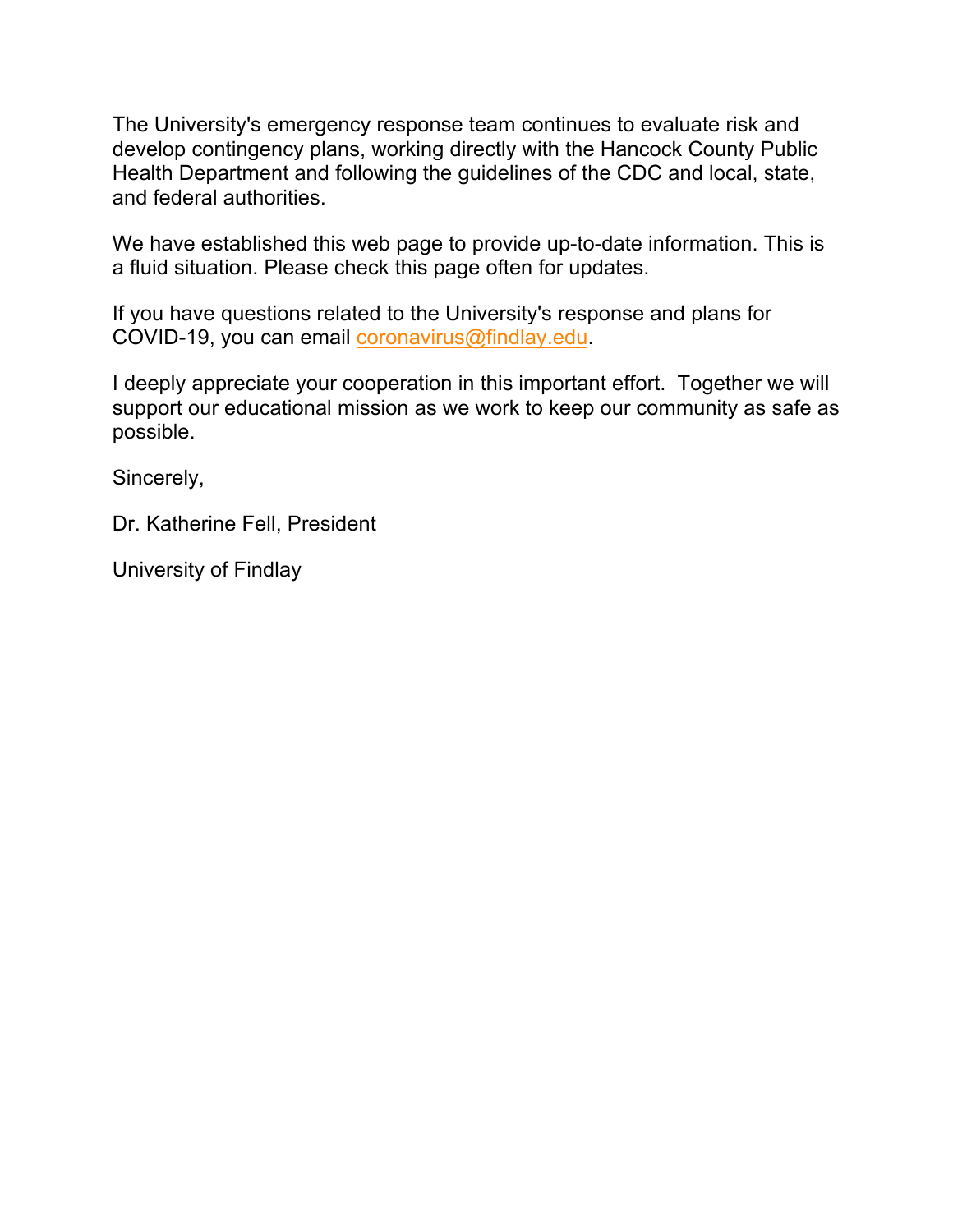The University's emergency response team continues to evaluate risk and develop contingency plans, working directly with the Hancock County Public Health Department and following the guidelines of the CDC and local, state, and federal authorities.

We have established this web page to provide up-to-date information. This is a fluid situation. Please check this page often for updates.

If you have questions related to the University's response and plans for COVID-19, you can email coronavirus@findlay.edu.

I deeply appreciate your cooperation in this important effort. Together we will support our educational mission as we work to keep our community as safe as possible.

Sincerely,

Dr. Katherine Fell, President

University of Findlay